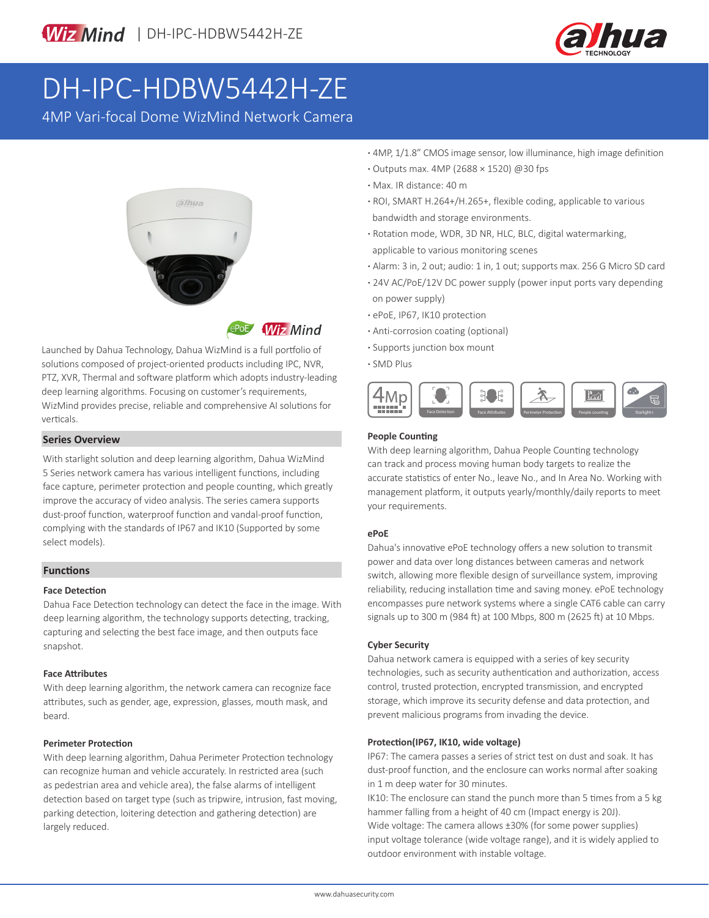WizMind | DH-IPC-HDBW5442H-ZE

# DH-IPC-HDBW5442H-ZE

4MP Vari-focal Dome WizMind Network Camera

- 4MP, 1/1.8" CMOS image sensor, low illuminance, high image definition
- Outputs max. 4MP (2688 × 1520) @30 fps
- Max. IR distance: 40 m
- ROI, SMART H.264+/H.265+, flexible coding, applicable to various bandwidth and storage environments.
- Rotation mode, WDR, 3D NR, HLC, BLC, digital watermarking, applicable to various monitoring scenes
- Alarm: 3 in, 2 out; audio: 1 in, 1 out; supports max. 256 G Micro SD card
- 24V AC/PoE/12V DC power supply (power input ports vary depending on power supply)
- ePoE, IP67, IK10 protection
- Anti-corrosion coating (optional)
- Supports junction box mount
- SMD Plus

Launched by Dahua Technology, Dahua WizMind is a full portfolio of solutions composed of project-oriented products including IPC, NVR, PTZ, XVR, Thermal and software platform which adopts industry-leading deep learning algorithms. Focusing on customer's requirements, WizMind provides precise, reliable and comprehensive AI solutions for verticals.

## Series Overview

With starlight solution and deep learning algorithm, Dahua WizMind 5 Series network camera has various intelligent functions, including face capture, perimeter protection and people counting, which greatly improve the accuracy of video analysis. The series camera supports dust-proof function, waterproof function and vandal-proof function, complying with the standards of IP67 and IK10 (Supported by some select models).

## Functions

### Face Detection

Dahua Face Detection technology can detect the face in the image. With deep learning algorithm, the technology supports detecting, tracking, capturing and selecting the best face image, and then outputs face snapshot.

### Face Attributes

With deep learning algorithm, the network camera can recognize face attributes, such as gender, age, expression, glasses, mouth mask, and beard.

### Perimeter Protection

With deep learning algorithm, Dahua Perimeter Protection technology can recognize human and vehicle accurately. In restricted area (such as pedestrian area and vehicle area), the false alarms of intelligent detection based on target type (such as tripwire, intrusion, fast moving, parking detection, loitering detection and gathering detection) are largely reduced.

### People Counting

With deep learning algorithm, Dahua People Counting technology can track and process moving human body targets to realize the accurate statistics of enter No., leave No., and In Area No. Working with management platform, it outputs yearly/monthly/daily reports to meet your requirements.

### ePoE

Dahua's innovative ePoE technology offers a new solution to transmit power and data over long distances between cameras and network switch, allowing more flexible design of surveillance system, improving reliability, reducing installation time and saving money. ePoE technology encompasses pure network systems where a single CAT6 cable can carry signals up to 300 m (984 ft) at 100 Mbps, 800 m (2625 ft) at 10 Mbps.

### Cyber Security

Dahua network camera is equipped with a series of key security technologies, such as security authentication and authorization, access control, trusted protection, encrypted transmission, and encrypted storage, which improve its security defense and data protection, and prevent malicious programs from invading the device.

### Protection(IP67, IK10, wide voltage)

IP67: The camera passes a series of strict test on dust and soak. It has dust-proof function, and the enclosure can works normal after soaking in 1 m deep water for 30 minutes.

IK10: The enclosure can stand the punch more than 5 times from a 5 kg hammer falling from a height of 40 cm (Impact energy is 20J).

Wide voltage: The camera allows ±30% (for some power supplies) input voltage tolerance (wide voltage range), and it is widely applied to outdoor environment with instable voltage.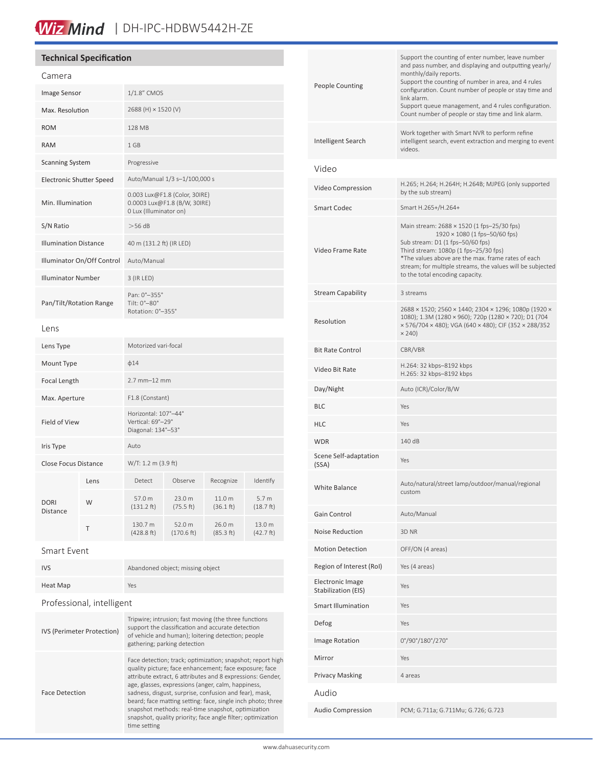## Technical Specification

### Camera

| | |
|---|---|
| Image Sensor | 1/1.8" CMOS |
| Max. Resolution | 2688 (H) × 1520 (V) |
| ROM | 128 MB |
| RAM | 1 GB |
| Scanning System | Progressive |
| Electronic Shutter Speed | Auto/Manual 1/3 s–1/100,000 s |
| Min. Illumination | 0.003 Lux@F1.8 (Color, 30IRE)<br>0.0003 Lux@F1.8 (B/W, 30IRE)<br>0 Lux (Illuminator on) |
| S/N Ratio | >56 dB |
| Illumination Distance | 40 m (131.2 ft) (IR LED) |
| Illuminator On/Off Control | Auto/Manual |
| Illuminator Number | 3 (IR LED) |
| Pan/Tilt/Rotation Range | Pan: 0°–355°<br>Tilt: 0°–80°<br>Rotation: 0°–355° |

### Lens

| | |
|---|---|
| Lens Type | Motorized vari-focal |
| Mount Type | ϕ14 |
| Focal Length | 2.7 mm–12 mm |
| Max. Aperture | F1.8 (Constant) |
| Field of View | Horizontal: 107°–44°<br>Vertical: 69°–29°<br>Diagonal: 134°–53° |
| Iris Type | Auto |
| Close Focus Distance | W/T: 1.2 m (3.9 ft) |

| DORI Distance | Lens | Detect | Observe | Recognize | Identify |
|---|---|---|---|---|---|
| | W | 57.0 m (131.2 ft) | 23.0 m (75.5 ft) | 11.0 m (36.1 ft) | 5.7 m (18.7 ft) |
| | T | 130.7 m (428.8 ft) | 52.0 m (170.6 ft) | 26.0 m (85.3 ft) | 13.0 m (42.7 ft) |

### Smart Event

| | |
|---|---|
| IVS | Abandoned object; missing object |
| Heat Map | Yes |

### Professional, intelligent

| | |
|---|---|
| IVS (Perimeter Protection) | Tripwire; intrusion; fast moving (the three functions support the classification and accurate detection of vehicle and human); loitering detection; people gathering; parking detection |
| Face Detection | Face detection; track; optimization; snapshot; report high quality picture; face enhancement; face exposure; face attribute extract, 6 attributes and 8 expressions: Gender, age, glasses, expressions (anger, calm, happiness, sadness, disgust, surprise, confusion and fear), mask, beard; face matting setting: face, single inch photo; three snapshot methods: real-time snapshot, optimization snapshot, quality priority; face angle filter; optimization time setting |
| People Counting | Support the counting of enter number, leave number and pass number, and displaying and outputting yearly/ monthly/daily reports.<br>Support the counting of number in area, and 4 rules configuration. Count number of people or stay time and link alarm.<br>Support queue management, and 4 rules configuration. Count number of people or stay time and link alarm. |
| Intelligent Search | Work together with Smart NVR to perform refine intelligent search, event extraction and merging to event videos. |

### Video

| | |
|---|---|
| Video Compression | H.265; H.264; H.264H; H.264B; MJPEG (only supported by the sub stream) |
| Smart Codec | Smart H.265+/H.264+ |
| Video Frame Rate | Main stream: 2688 × 1520 (1 fps–25/30 fps)<br>1920 × 1080 (1 fps–50/60 fps)<br>Sub stream: D1 (1 fps–50/60 fps)<br>Third stream: 1080p (1 fps–25/30 fps)<br>*The values above are the max. frame rates of each stream; for multiple streams, the values will be subjected to the total encoding capacity. |
| Stream Capability | 3 streams |
| Resolution | 2688 × 1520; 2560 × 1440; 2304 × 1296; 1080p (1920 × 1080); 1.3M (1280 × 960); 720p (1280 × 720); D1 (704 × 576/704 × 480); VGA (640 × 480); CIF (352 × 288/352 × 240) |
| Bit Rate Control | CBR/VBR |
| Video Bit Rate | H.264: 32 kbps–8192 kbps<br>H.265: 32 kbps–8192 kbps |
| Day/Night | Auto (ICR)/Color/B/W |
| BLC | Yes |
| HLC | Yes |
| WDR | 140 dB |
| Scene Self-adaptation (SSA) | Yes |
| White Balance | Auto/natural/street lamp/outdoor/manual/regional custom |
| Gain Control | Auto/Manual |
| Noise Reduction | 3D NR |
| Motion Detection | OFF/ON (4 areas) |
| Region of Interest (RoI) | Yes (4 areas) |
| Electronic Image Stabilization (EIS) | Yes |
| Smart Illumination | Yes |
| Defog | Yes |
| Image Rotation | 0°/90°/180°/270° |
| Mirror | Yes |
| Privacy Masking | 4 areas |

### Audio

| | |
|---|---|
| Audio Compression | PCM; G.711a; G.711Mu; G.726; G.723 |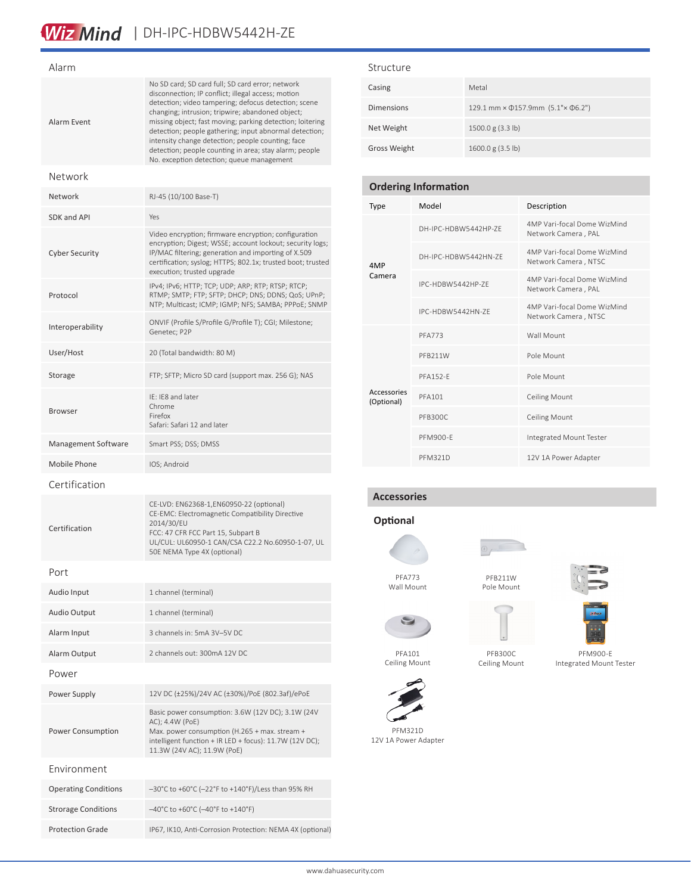# WizMind | DH-IPC-HDBW5442H-ZE

## Alarm

| | |
|---|---|
| Alarm Event | No SD card; SD card full; SD card error; network disconnection; IP conflict; illegal access; motion detection; video tampering; defocus detection; scene changing; intrusion; tripwire; abandoned object; missing object; fast moving; parking detection; loitering detection; people gathering; input abnormal detection; intensity change detection; people counting; face detection; people counting in area; stay alarm; people No. exception detection; queue management |

## Network

| | |
|---|---|
| Network | RJ-45 (10/100 Base-T) |
| SDK and API | Yes |
| Cyber Security | Video encryption; firmware encryption; configuration encryption; Digest; WSSE; account lockout; security logs; IP/MAC filtering; generation and importing of X.509 certification; syslog; HTTPS; 802.1x; trusted boot; trusted execution; trusted upgrade |
| Protocol | IPv4; IPv6; HTTP; TCP; UDP; ARP; RTP; RTSP; RTCP; RTMP; SMTP; FTP; SFTP; DHCP; DNS; DDNS; QoS; UPnP; NTP; Multicast; ICMP; IGMP; NFS; SAMBA; PPPoE; SNMP |
| Interoperability | ONVIF (Profile S/Profile G/Profile T); CGI; Milestone; Genetec; P2P |
| User/Host | 20 (Total bandwidth: 80 M) |
| Storage | FTP; SFTP; Micro SD card (support max. 256 G); NAS |
| Browser | IE: IE8 and later<br>Chrome<br>Firefox<br>Safari: Safari 12 and later |
| Management Software | Smart PSS; DSS; DMSS |
| Mobile Phone | IOS; Android |

## Certification

| | |
|---|---|
| Certification | CE-LVD: EN62368-1,EN60950-22 (optional)<br>CE-EMC: Electromagnetic Compatibility Directive 2014/30/EU<br>FCC: 47 CFR FCC Part 15, Subpart B<br>UL/CUL: UL60950-1 CAN/CSA C22.2 No.60950-1-07, UL 50E NEMA Type 4X (optional) |

## Port

| | |
|---|---|
| Audio Input | 1 channel (terminal) |
| Audio Output | 1 channel (terminal) |
| Alarm Input | 3 channels in: 5mA 3V–5V DC |
| Alarm Output | 2 channels out: 300mA 12V DC |

## Power

| | |
|---|---|
| Power Supply | 12V DC (±25%)/24V AC (±30%)/PoE (802.3af)/ePoE |
| Power Consumption | Basic power consumption: 3.6W (12V DC); 3.1W (24V AC); 4.4W (PoE)<br>Max. power consumption (H.265 + max. stream + intelligent function + IR LED + focus): 11.7W (12V DC); 11.3W (24V AC); 11.9W (PoE) |

## Environment

| | |
|---|---|
| Operating Conditions | –30°C to +60°C (–22°F to +140°F)/Less than 95% RH |
| Strorage Conditions | –40°C to +60°C (–40°F to +140°F) |
| Protection Grade | IP67, IK10, Anti-Corrosion Protection: NEMA 4X (optional) |

## Structure

| | |
|---|---|
| Casing | Metal |
| Dimensions | 129.1 mm × Φ157.9mm (5.1"× Φ6.2") |
| Net Weight | 1500.0 g (3.3 lb) |
| Gross Weight | 1600.0 g (3.5 lb) |

## Ordering Information

| Type | Model | Description |
|---|---|---|
| 4MP Camera | DH-IPC-HDBW5442HP-ZE | 4MP Vari-focal Dome WizMind Network Camera , PAL |
| | DH-IPC-HDBW5442HN-ZE | 4MP Vari-focal Dome WizMind Network Camera , NTSC |
| | IPC-HDBW5442HP-ZE | 4MP Vari-focal Dome WizMind Network Camera , PAL |
| | IPC-HDBW5442HN-ZE | 4MP Vari-focal Dome WizMind Network Camera , NTSC |
| Accessories (Optional) | PFA773 | Wall Mount |
| | PFB211W | Pole Mount |
| | PFA152-E | Pole Mount |
| | PFA101 | Ceiling Mount |
| | PFB300C | Ceiling Mount |
| | PFM900-E | Integrated Mount Tester |
| | PFM321D | 12V 1A Power Adapter |

## Accessories

### Optional

PFA773
Wall Mount

PFB211W
Pole Mount

PFA101
Ceiling Mount

PFB300C
Ceiling Mount

PFM900-E
Integrated Mount Tester

PFM321D
12V 1A Power Adapter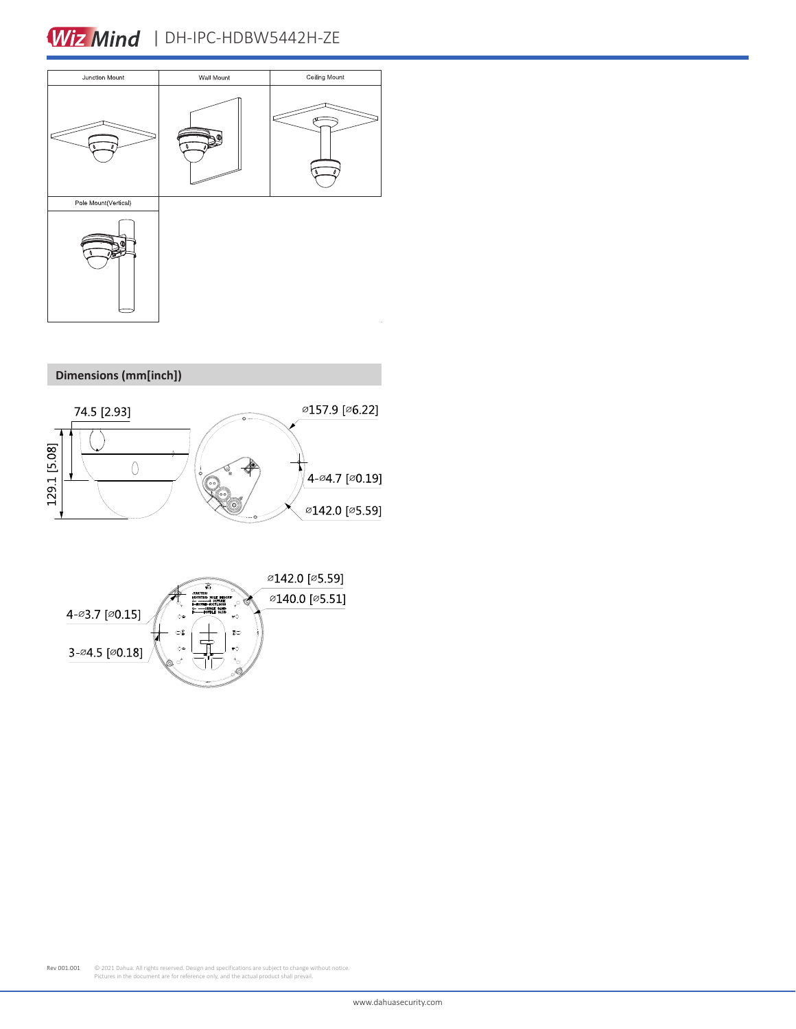| Junction Mount | Wall Mount | Ceiling Mount |
| --- | --- | --- |
| | | |
| Pole Mount(Vertical) | | |
| | | |

## Dimensions (mm[inch])

74.5 [2.93]

129.1 [5.08]

⌀157.9 [⌀6.22]

4-⌀4.7 [⌀0.19]

⌀142.0 [⌀5.59]

⌀142.0 [⌀5.59]

⌀140.0 [⌀5.51]

4-⌀3.7 [⌀0.15]

3-⌀4.5 [⌀0.18]

Rev 001.001 © 2021 Dahua. All rights reserved. Design and specifications are subject to change without notice. Pictures in the document are for reference only, and the actual product shall prevail.

www.dahuasecurity.com